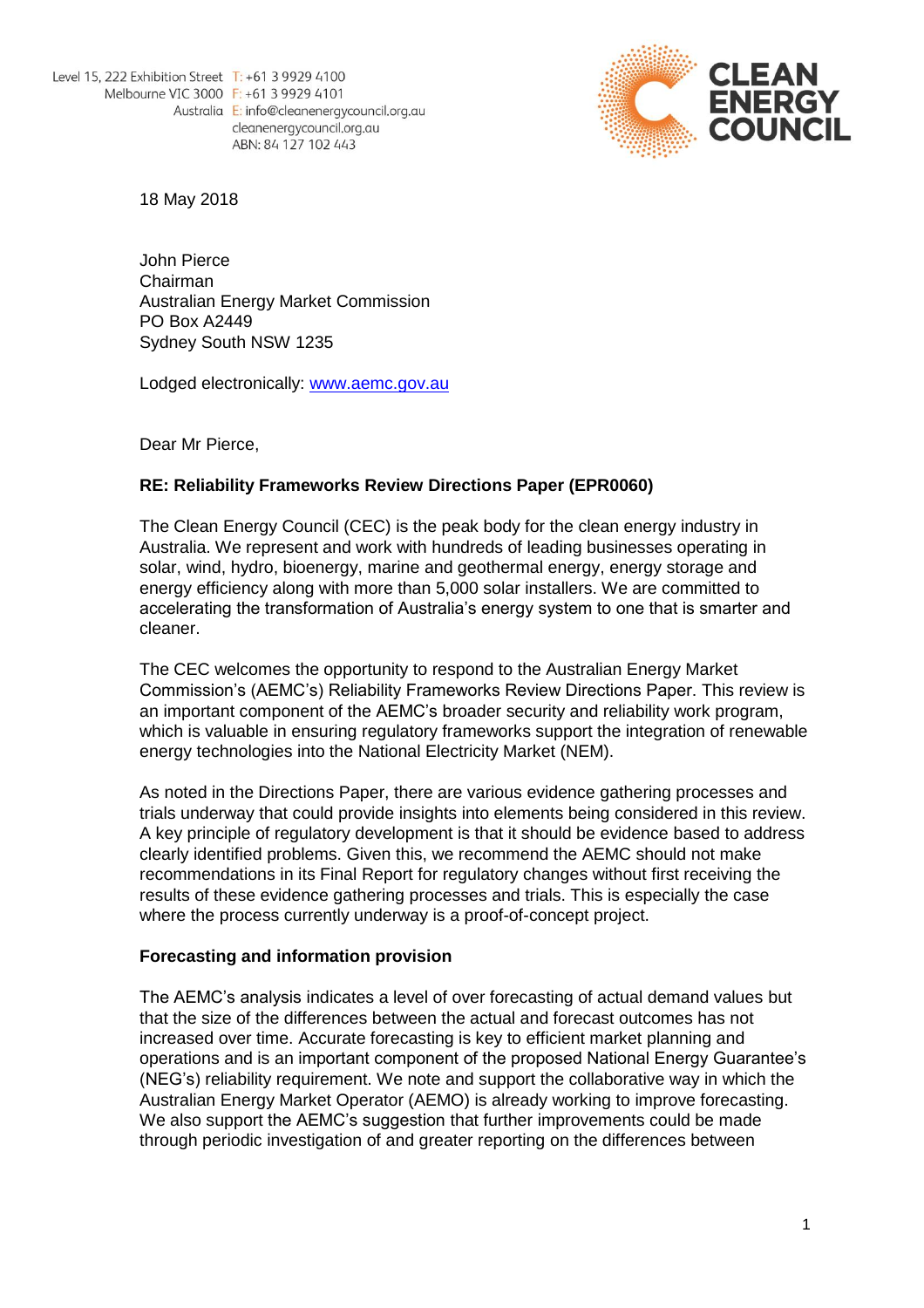Level 15, 222 Exhibition Street
Melbourne VIC 3000
Australia
T: +61 3 9929 4100
F: +61 3 9929 4101
E: info@cleanenergycouncil.org.au
cleanenergycouncil.org.au
ABN: 84 127 102 443

CLEAN ENERGY COUNCIL

18 May 2018

John Pierce
Chairman
Australian Energy Market Commission
PO Box A2449
Sydney South NSW 1235

Lodged electronically: [www.aemc.gov.au](http://www.aemc.gov.au)

Dear Mr Pierce,

**RE: Reliability Frameworks Review Directions Paper (EPR0060)**

The Clean Energy Council (CEC) is the peak body for the clean energy industry in Australia. We represent and work with hundreds of leading businesses operating in solar, wind, hydro, bioenergy, marine and geothermal energy, energy storage and energy efficiency along with more than 5,000 solar installers. We are committed to accelerating the transformation of Australia's energy system to one that is smarter and cleaner.

The CEC welcomes the opportunity to respond to the Australian Energy Market Commission's (AEMC's) Reliability Frameworks Review Directions Paper. This review is an important component of the AEMC's broader security and reliability work program, which is valuable in ensuring regulatory frameworks support the integration of renewable energy technologies into the National Electricity Market (NEM).

As noted in the Directions Paper, there are various evidence gathering processes and trials underway that could provide insights into elements being considered in this review. A key principle of regulatory development is that it should be evidence based to address clearly identified problems. Given this, we recommend the AEMC should not make recommendations in its Final Report for regulatory changes without first receiving the results of these evidence gathering processes and trials. This is especially the case where the process currently underway is a proof-of-concept project.

**Forecasting and information provision**

The AEMC's analysis indicates a level of over forecasting of actual demand values but that the size of the differences between the actual and forecast outcomes has not increased over time. Accurate forecasting is key to efficient market planning and operations and is an important component of the proposed National Energy Guarantee's (NEG's) reliability requirement. We note and support the collaborative way in which the Australian Energy Market Operator (AEMO) is already working to improve forecasting. We also support the AEMC's suggestion that further improvements could be made through periodic investigation of and greater reporting on the differences between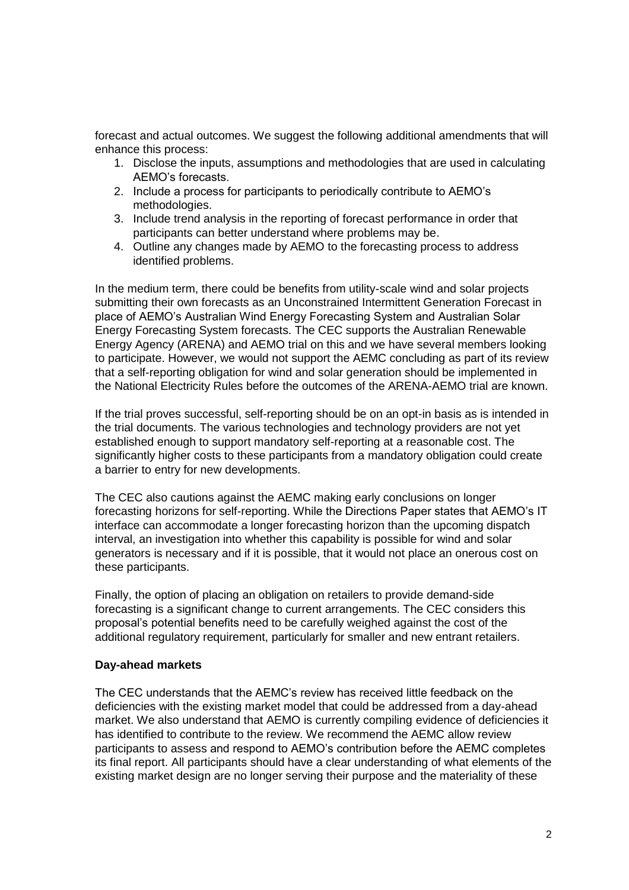forecast and actual outcomes. We suggest the following additional amendments that will enhance this process:

1. Disclose the inputs, assumptions and methodologies that are used in calculating AEMO's forecasts.
2. Include a process for participants to periodically contribute to AEMO's methodologies.
3. Include trend analysis in the reporting of forecast performance in order that participants can better understand where problems may be.
4. Outline any changes made by AEMO to the forecasting process to address identified problems.

In the medium term, there could be benefits from utility-scale wind and solar projects submitting their own forecasts as an Unconstrained Intermittent Generation Forecast in place of AEMO's Australian Wind Energy Forecasting System and Australian Solar Energy Forecasting System forecasts. The CEC supports the Australian Renewable Energy Agency (ARENA) and AEMO trial on this and we have several members looking to participate. However, we would not support the AEMC concluding as part of its review that a self-reporting obligation for wind and solar generation should be implemented in the National Electricity Rules before the outcomes of the ARENA-AEMO trial are known.

If the trial proves successful, self-reporting should be on an opt-in basis as is intended in the trial documents. The various technologies and technology providers are not yet established enough to support mandatory self-reporting at a reasonable cost. The significantly higher costs to these participants from a mandatory obligation could create a barrier to entry for new developments.

The CEC also cautions against the AEMC making early conclusions on longer forecasting horizons for self-reporting. While the Directions Paper states that AEMO's IT interface can accommodate a longer forecasting horizon than the upcoming dispatch interval, an investigation into whether this capability is possible for wind and solar generators is necessary and if it is possible, that it would not place an onerous cost on these participants.

Finally, the option of placing an obligation on retailers to provide demand-side forecasting is a significant change to current arrangements. The CEC considers this proposal's potential benefits need to be carefully weighed against the cost of the additional regulatory requirement, particularly for smaller and new entrant retailers.

**Day-ahead markets**

The CEC understands that the AEMC's review has received little feedback on the deficiencies with the existing market model that could be addressed from a day-ahead market. We also understand that AEMO is currently compiling evidence of deficiencies it has identified to contribute to the review. We recommend the AEMC allow review participants to assess and respond to AEMO's contribution before the AEMC completes its final report. All participants should have a clear understanding of what elements of the existing market design are no longer serving their purpose and the materiality of these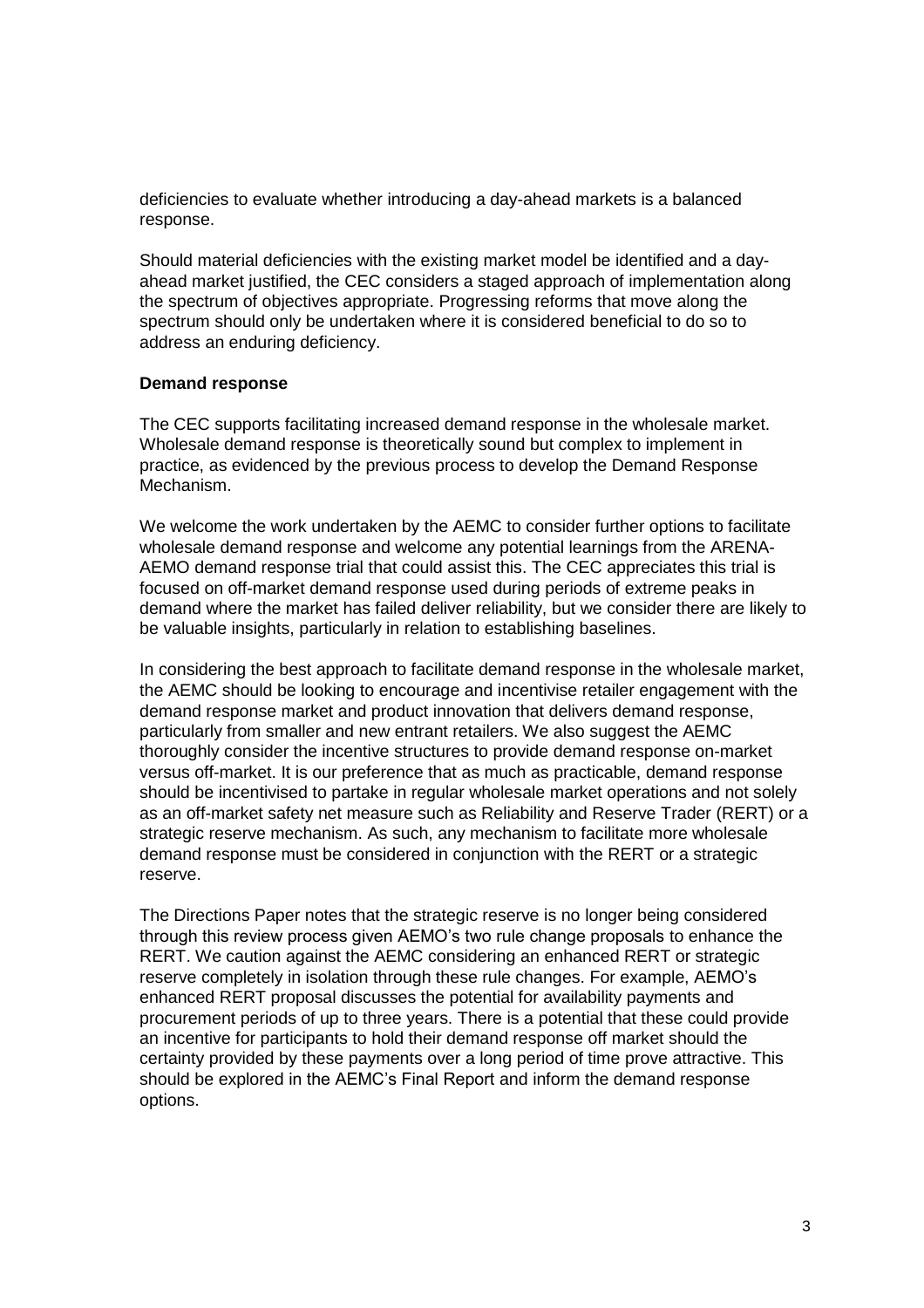deficiencies to evaluate whether introducing a day-ahead markets is a balanced response.

Should material deficiencies with the existing market model be identified and a day-ahead market justified, the CEC considers a staged approach of implementation along the spectrum of objectives appropriate. Progressing reforms that move along the spectrum should only be undertaken where it is considered beneficial to do so to address an enduring deficiency.

**Demand response**

The CEC supports facilitating increased demand response in the wholesale market. Wholesale demand response is theoretically sound but complex to implement in practice, as evidenced by the previous process to develop the Demand Response Mechanism.

We welcome the work undertaken by the AEMC to consider further options to facilitate wholesale demand response and welcome any potential learnings from the ARENA-AEMO demand response trial that could assist this. The CEC appreciates this trial is focused on off-market demand response used during periods of extreme peaks in demand where the market has failed deliver reliability, but we consider there are likely to be valuable insights, particularly in relation to establishing baselines.

In considering the best approach to facilitate demand response in the wholesale market, the AEMC should be looking to encourage and incentivise retailer engagement with the demand response market and product innovation that delivers demand response, particularly from smaller and new entrant retailers. We also suggest the AEMC thoroughly consider the incentive structures to provide demand response on-market versus off-market. It is our preference that as much as practicable, demand response should be incentivised to partake in regular wholesale market operations and not solely as an off-market safety net measure such as Reliability and Reserve Trader (RERT) or a strategic reserve mechanism. As such, any mechanism to facilitate more wholesale demand response must be considered in conjunction with the RERT or a strategic reserve.

The Directions Paper notes that the strategic reserve is no longer being considered through this review process given AEMO's two rule change proposals to enhance the RERT. We caution against the AEMC considering an enhanced RERT or strategic reserve completely in isolation through these rule changes. For example, AEMO's enhanced RERT proposal discusses the potential for availability payments and procurement periods of up to three years. There is a potential that these could provide an incentive for participants to hold their demand response off market should the certainty provided by these payments over a long period of time prove attractive. This should be explored in the AEMC's Final Report and inform the demand response options.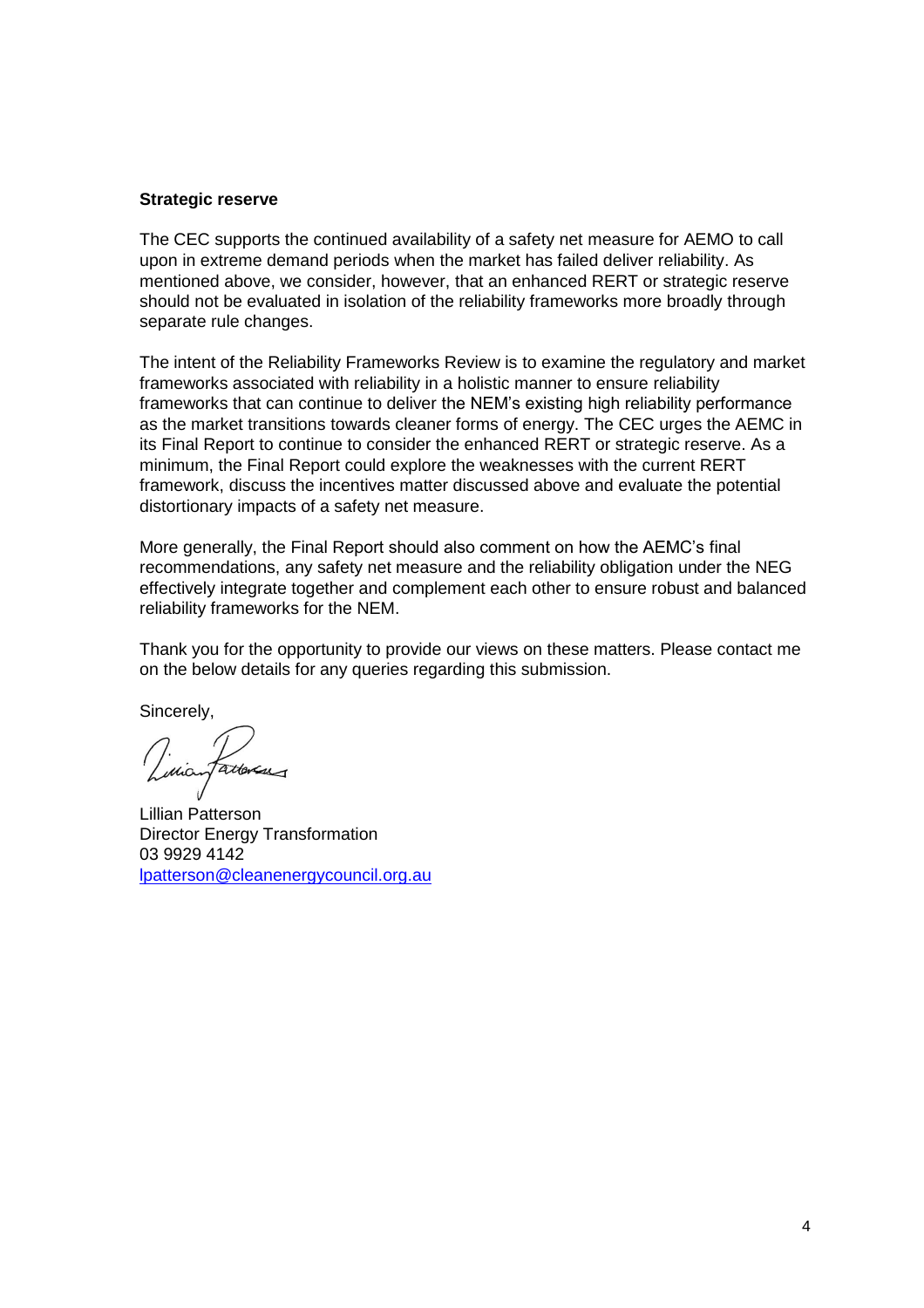**Strategic reserve**

The CEC supports the continued availability of a safety net measure for AEMO to call upon in extreme demand periods when the market has failed deliver reliability. As mentioned above, we consider, however, that an enhanced RERT or strategic reserve should not be evaluated in isolation of the reliability frameworks more broadly through separate rule changes.

The intent of the Reliability Frameworks Review is to examine the regulatory and market frameworks associated with reliability in a holistic manner to ensure reliability frameworks that can continue to deliver the NEM's existing high reliability performance as the market transitions towards cleaner forms of energy. The CEC urges the AEMC in its Final Report to continue to consider the enhanced RERT or strategic reserve. As a minimum, the Final Report could explore the weaknesses with the current RERT framework, discuss the incentives matter discussed above and evaluate the potential distortionary impacts of a safety net measure.

More generally, the Final Report should also comment on how the AEMC's final recommendations, any safety net measure and the reliability obligation under the NEG effectively integrate together and complement each other to ensure robust and balanced reliability frameworks for the NEM.

Thank you for the opportunity to provide our views on these matters. Please contact me on the below details for any queries regarding this submission.

Sincerely,

Lillian Patterson
Director Energy Transformation
03 9929 4142
lpatterson@cleanenergycouncil.org.au